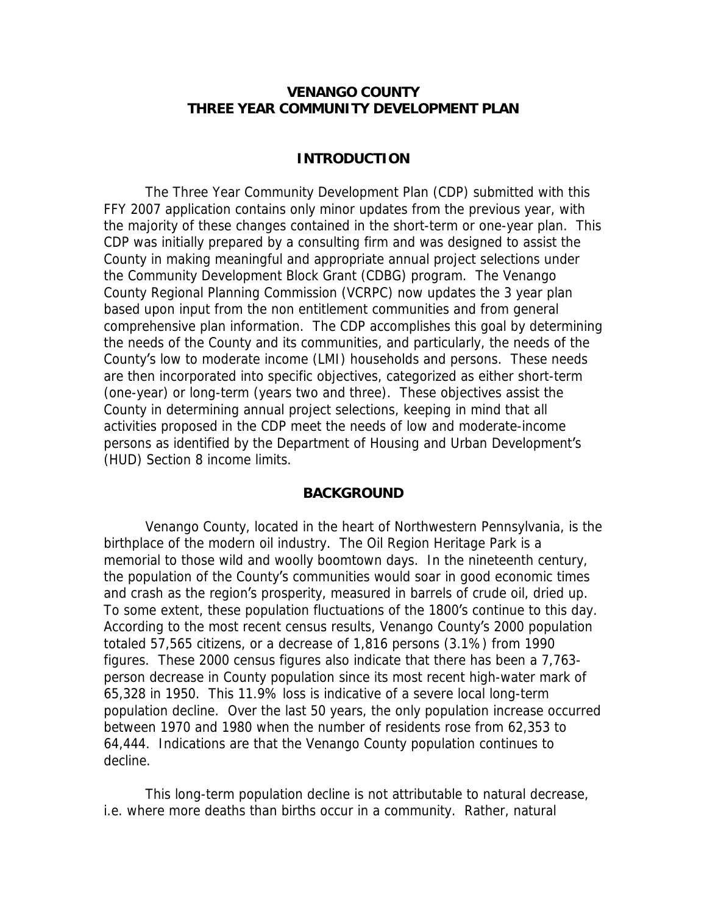# VENANGO COUNTY
# THREE YEAR COMMUNITY DEVELOPMENT PLAN

## INTRODUCTION

The Three Year Community Development Plan (CDP) submitted with this FFY 2007 application contains only minor updates from the previous year, with the majority of these changes contained in the short-term or one-year plan. This CDP was initially prepared by a consulting firm and was designed to assist the County in making meaningful and appropriate annual project selections under the Community Development Block Grant (CDBG) program. The Venango County Regional Planning Commission (VCRPC) now updates the 3 year plan based upon input from the non entitlement communities and from general comprehensive plan information. The CDP accomplishes this goal by determining the needs of the County and its communities, and particularly, the needs of the County's low to moderate income (LMI) households and persons. These needs are then incorporated into specific objectives, categorized as either short-term (one-year) or long-term (years two and three). These objectives assist the County in determining annual project selections, keeping in mind that all activities proposed in the CDP meet the needs of low and moderate-income persons as identified by the Department of Housing and Urban Development's (HUD) Section 8 income limits.

## BACKGROUND

Venango County, located in the heart of Northwestern Pennsylvania, is the birthplace of the modern oil industry. The Oil Region Heritage Park is a memorial to those wild and woolly boomtown days. In the nineteenth century, the population of the County's communities would soar in good economic times and crash as the region's prosperity, measured in barrels of crude oil, dried up. To some extent, these population fluctuations of the 1800's continue to this day. According to the most recent census results, Venango County's 2000 population totaled 57,565 citizens, or a decrease of 1,816 persons (3.1%) from 1990 figures. These 2000 census figures also indicate that there has been a 7,763-person decrease in County population since its most recent high-water mark of 65,328 in 1950. This 11.9% loss is indicative of a severe local long-term population decline. Over the last 50 years, the only population increase occurred between 1970 and 1980 when the number of residents rose from 62,353 to 64,444. Indications are that the Venango County population continues to decline.

This long-term population decline is not attributable to natural decrease, i.e. where more deaths than births occur in a community. Rather, natural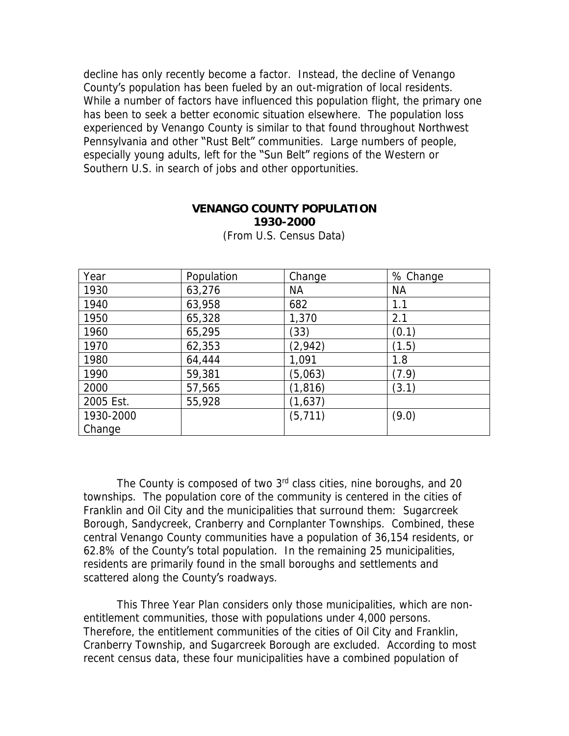decline has only recently become a factor. Instead, the decline of Venango County's population has been fueled by an out-migration of local residents. While a number of factors have influenced this population flight, the primary one has been to seek a better economic situation elsewhere. The population loss experienced by Venango County is similar to that found throughout Northwest Pennsylvania and other "Rust Belt" communities. Large numbers of people, especially young adults, left for the "Sun Belt" regions of the Western or Southern U.S. in search of jobs and other opportunities.

**VENANGO COUNTY POPULATION**
**1930-2000**
(From U.S. Census Data)

| Year | Population | Change | % Change |
|---|---|---|---|
| 1930 | 63,276 | NA | NA |
| 1940 | 63,958 | 682 | 1.1 |
| 1950 | 65,328 | 1,370 | 2.1 |
| 1960 | 65,295 | (33) | (0.1) |
| 1970 | 62,353 | (2,942) | (1.5) |
| 1980 | 64,444 | 1,091 | 1.8 |
| 1990 | 59,381 | (5,063) | (7.9) |
| 2000 | 57,565 | (1,816) | (3.1) |
| 2005 Est. | 55,928 | (1,637) | |
| 1930-2000 Change | | (5,711) | (9.0) |

The County is composed of two 3rd class cities, nine boroughs, and 20 townships. The population core of the community is centered in the cities of Franklin and Oil City and the municipalities that surround them: Sugarcreek Borough, Sandycreek, Cranberry and Cornplanter Townships. Combined, these central Venango County communities have a population of 36,154 residents, or 62.8% of the County's total population. In the remaining 25 municipalities, residents are primarily found in the small boroughs and settlements and scattered along the County's roadways.

This Three Year Plan considers only those municipalities, which are non-entitlement communities, those with populations under 4,000 persons. Therefore, the entitlement communities of the cities of Oil City and Franklin, Cranberry Township, and Sugarcreek Borough are excluded. According to most recent census data, these four municipalities have a combined population of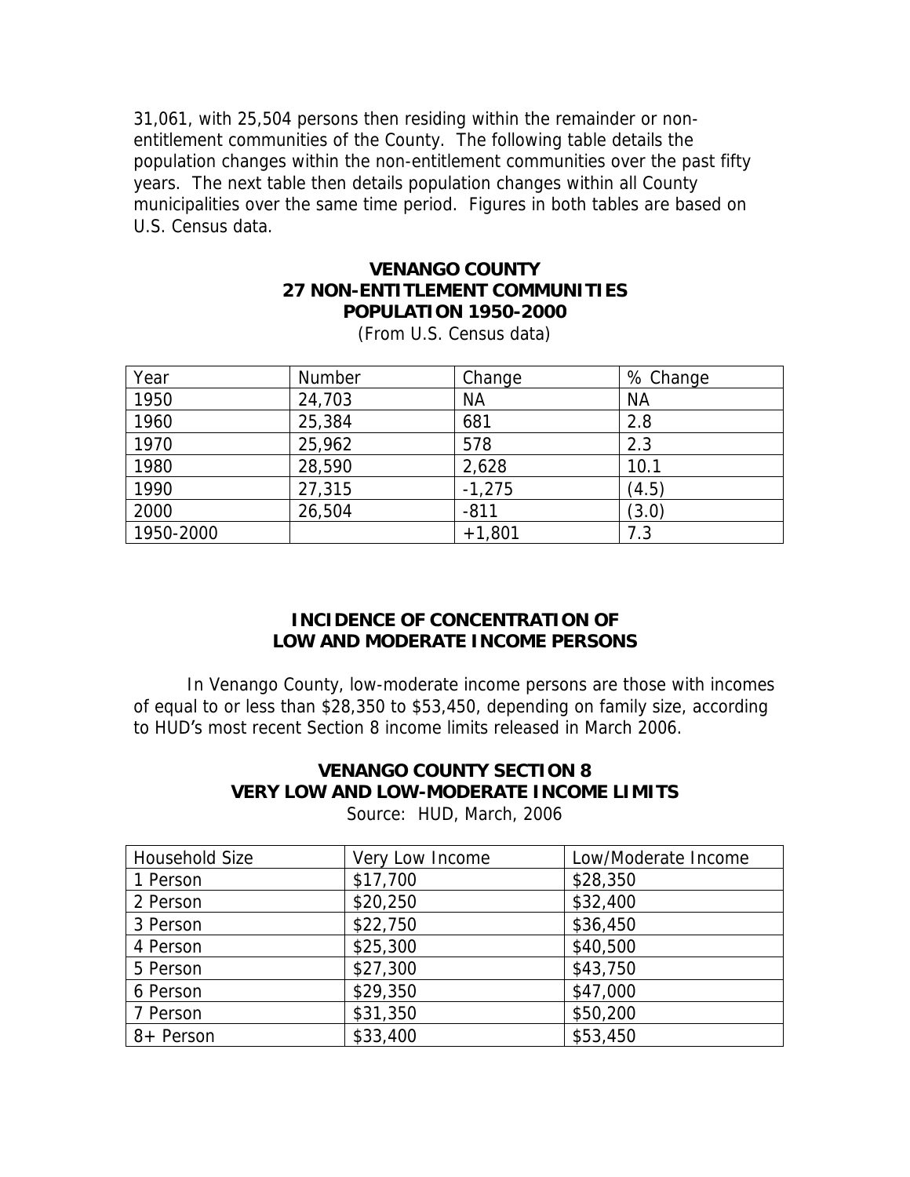31,061, with 25,504 persons then residing within the remainder or non-entitlement communities of the County. The following table details the population changes within the non-entitlement communities over the past fifty years. The next table then details population changes within all County municipalities over the same time period. Figures in both tables are based on U.S. Census data.

### VENANGO COUNTY
### 27 NON-ENTITLEMENT COMMUNITIES
### POPULATION 1950-2000

(From U.S. Census data)

| Year | Number | Change | % Change |
|---|---|---|---|
| 1950 | 24,703 | NA | NA |
| 1960 | 25,384 | 681 | 2.8 |
| 1970 | 25,962 | 578 | 2.3 |
| 1980 | 28,590 | 2,628 | 10.1 |
| 1990 | 27,315 | -1,275 | (4.5) |
| 2000 | 26,504 | -811 | (3.0) |
| 1950-2000 | | +1,801 | 7.3 |

## INCIDENCE OF CONCENTRATION OF LOW AND MODERATE INCOME PERSONS

In Venango County, low-moderate income persons are those with incomes of equal to or less than $28,350 to $53,450, depending on family size, according to HUD's most recent Section 8 income limits released in March 2006.

### VENANGO COUNTY SECTION 8
### VERY LOW AND LOW-MODERATE INCOME LIMITS

Source: HUD, March, 2006

| Household Size | Very Low Income | Low/Moderate Income |
|---|---|---|
| 1 Person | $17,700 | $28,350 |
| 2 Person | $20,250 | $32,400 |
| 3 Person | $22,750 | $36,450 |
| 4 Person | $25,300 | $40,500 |
| 5 Person | $27,300 | $43,750 |
| 6 Person | $29,350 | $47,000 |
| 7 Person | $31,350 | $50,200 |
| 8+ Person | $33,400 | $53,450 |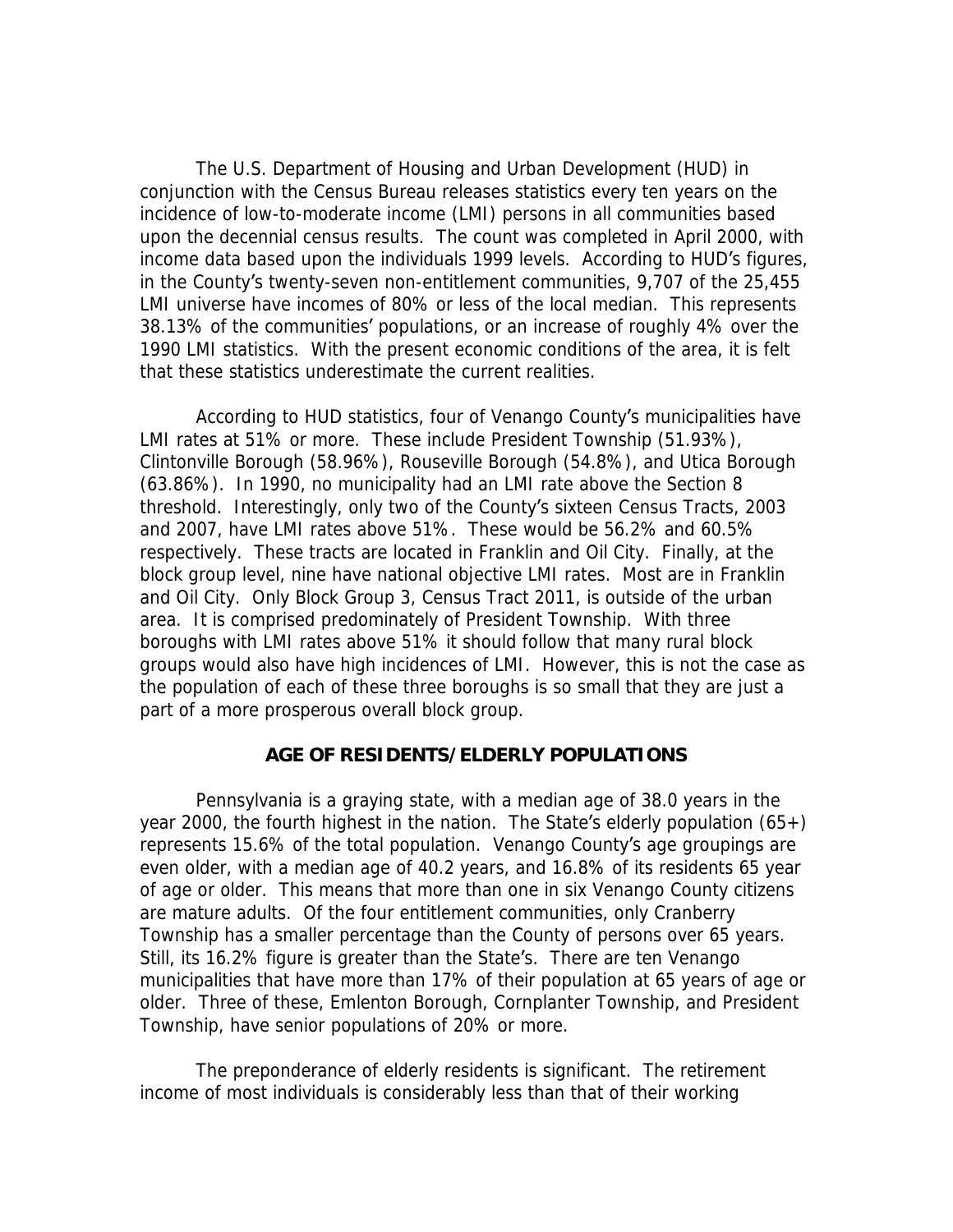The U.S. Department of Housing and Urban Development (HUD) in conjunction with the Census Bureau releases statistics every ten years on the incidence of low-to-moderate income (LMI) persons in all communities based upon the decennial census results. The count was completed in April 2000, with income data based upon the individuals 1999 levels. According to HUD's figures, in the County's twenty-seven non-entitlement communities, 9,707 of the 25,455 LMI universe have incomes of 80% or less of the local median. This represents 38.13% of the communities' populations, or an increase of roughly 4% over the 1990 LMI statistics. With the present economic conditions of the area, it is felt that these statistics underestimate the current realities.

According to HUD statistics, four of Venango County's municipalities have LMI rates at 51% or more. These include President Township (51.93%), Clintonville Borough (58.96%), Rouseville Borough (54.8%), and Utica Borough (63.86%). In 1990, no municipality had an LMI rate above the Section 8 threshold. Interestingly, only two of the County's sixteen Census Tracts, 2003 and 2007, have LMI rates above 51%. These would be 56.2% and 60.5% respectively. These tracts are located in Franklin and Oil City. Finally, at the block group level, nine have national objective LMI rates. Most are in Franklin and Oil City. Only Block Group 3, Census Tract 2011, is outside of the urban area. It is comprised predominately of President Township. With three boroughs with LMI rates above 51% it should follow that many rural block groups would also have high incidences of LMI. However, this is not the case as the population of each of these three boroughs is so small that they are just a part of a more prosperous overall block group.

## AGE OF RESIDENTS/ELDERLY POPULATIONS

Pennsylvania is a graying state, with a median age of 38.0 years in the year 2000, the fourth highest in the nation. The State's elderly population (65+) represents 15.6% of the total population. Venango County's age groupings are even older, with a median age of 40.2 years, and 16.8% of its residents 65 year of age or older. This means that more than one in six Venango County citizens are mature adults. Of the four entitlement communities, only Cranberry Township has a smaller percentage than the County of persons over 65 years. Still, its 16.2% figure is greater than the State's. There are ten Venango municipalities that have more than 17% of their population at 65 years of age or older. Three of these, Emlenton Borough, Cornplanter Township, and President Township, have senior populations of 20% or more.

The preponderance of elderly residents is significant. The retirement income of most individuals is considerably less than that of their working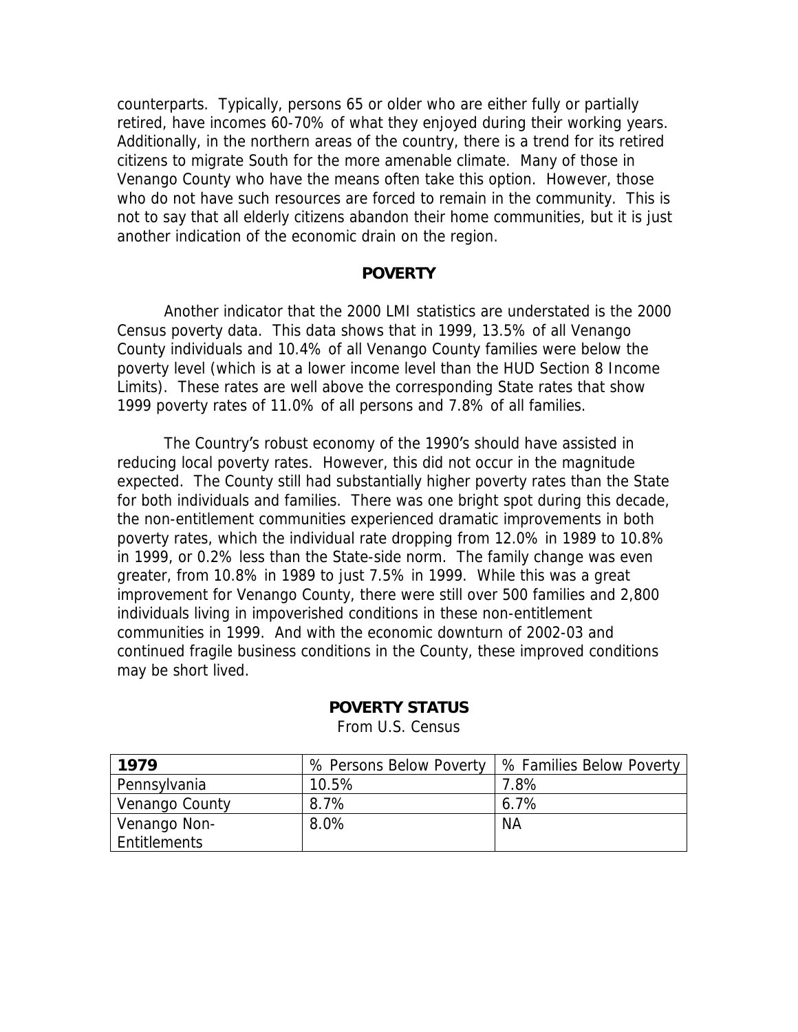counterparts. Typically, persons 65 or older who are either fully or partially retired, have incomes 60-70% of what they enjoyed during their working years. Additionally, in the northern areas of the country, there is a trend for its retired citizens to migrate South for the more amenable climate. Many of those in Venango County who have the means often take this option. However, those who do not have such resources are forced to remain in the community. This is not to say that all elderly citizens abandon their home communities, but it is just another indication of the economic drain on the region.

## POVERTY

Another indicator that the 2000 LMI statistics are understated is the 2000 Census poverty data. This data shows that in 1999, 13.5% of all Venango County individuals and 10.4% of all Venango County families were below the poverty level (which is at a lower income level than the HUD Section 8 Income Limits). These rates are well above the corresponding State rates that show 1999 poverty rates of 11.0% of all persons and 7.8% of all families.

The Country's robust economy of the 1990's should have assisted in reducing local poverty rates. However, this did not occur in the magnitude expected. The County still had substantially higher poverty rates than the State for both individuals and families. There was one bright spot during this decade, the non-entitlement communities experienced dramatic improvements in both poverty rates, which the individual rate dropping from 12.0% in 1989 to 10.8% in 1999, or 0.2% less than the State-side norm. The family change was even greater, from 10.8% in 1989 to just 7.5% in 1999. While this was a great improvement for Venango County, there were still over 500 families and 2,800 individuals living in impoverished conditions in these non-entitlement communities in 1999. And with the economic downturn of 2002-03 and continued fragile business conditions in the County, these improved conditions may be short lived.

**POVERTY STATUS**

From U.S. Census

| **1979** | % Persons Below Poverty | % Families Below Poverty |
|---|---|---|
| Pennsylvania | 10.5% | 7.8% |
| Venango County | 8.7% | 6.7% |
| Venango Non-Entitlements | 8.0% | NA |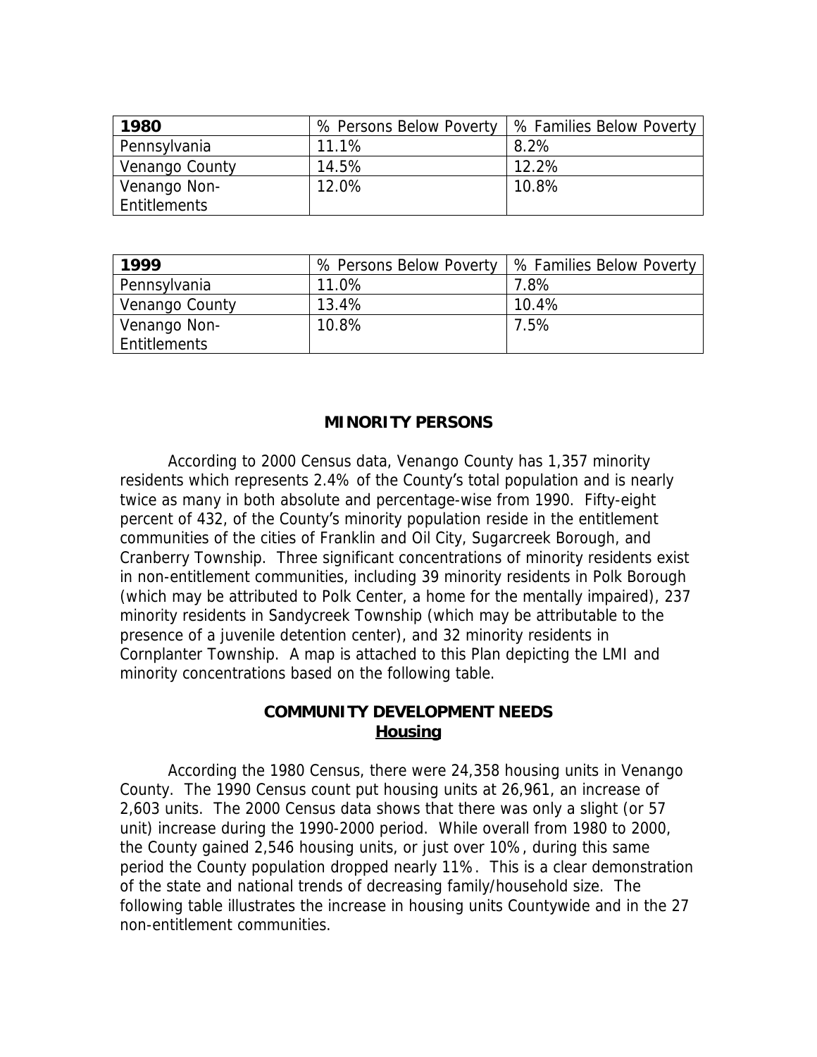| 1980 | % Persons Below Poverty | % Families Below Poverty |
|---|---|---|
| Pennsylvania | 11.1% | 8.2% |
| Venango County | 14.5% | 12.2% |
| Venango Non-Entitlements | 12.0% | 10.8% |

| 1999 | % Persons Below Poverty | % Families Below Poverty |
|---|---|---|
| Pennsylvania | 11.0% | 7.8% |
| Venango County | 13.4% | 10.4% |
| Venango Non-Entitlements | 10.8% | 7.5% |

## MINORITY PERSONS

According to 2000 Census data, Venango County has 1,357 minority residents which represents 2.4% of the County's total population and is nearly twice as many in both absolute and percentage-wise from 1990. Fifty-eight percent of 432, of the County's minority population reside in the entitlement communities of the cities of Franklin and Oil City, Sugarcreek Borough, and Cranberry Township. Three significant concentrations of minority residents exist in non-entitlement communities, including 39 minority residents in Polk Borough (which may be attributed to Polk Center, a home for the mentally impaired), 237 minority residents in Sandycreek Township (which may be attributable to the presence of a juvenile detention center), and 32 minority residents in Cornplanter Township. A map is attached to this Plan depicting the LMI and minority concentrations based on the following table.

## COMMUNITY DEVELOPMENT NEEDS

### Housing

According the 1980 Census, there were 24,358 housing units in Venango County. The 1990 Census count put housing units at 26,961, an increase of 2,603 units. The 2000 Census data shows that there was only a slight (or 57 unit) increase during the 1990-2000 period. While overall from 1980 to 2000, the County gained 2,546 housing units, or just over 10%, during this same period the County population dropped nearly 11%. This is a clear demonstration of the state and national trends of decreasing family/household size. The following table illustrates the increase in housing units Countywide and in the 27 non-entitlement communities.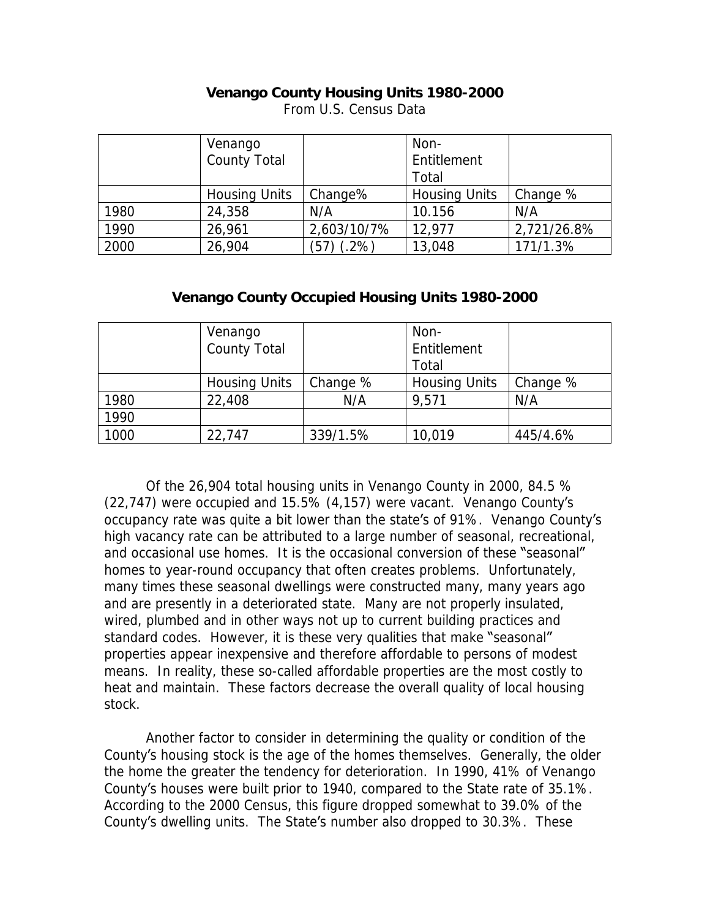**Venango County Housing Units 1980-2000**

From U.S. Census Data

| | Venango County Total | | Non-Entitlement Total | |
|---|---|---|---|---|
| | Housing Units | Change% | Housing Units | Change % |
| 1980 | 24,358 | N/A | 10.156 | N/A |
| 1990 | 26,961 | 2,603/10/7% | 12,977 | 2,721/26.8% |
| 2000 | 26,904 | (57) (.2%) | 13,048 | 171/1.3% |

**Venango County Occupied Housing Units 1980-2000**

| | Venango County Total | | Non-Entitlement Total | |
|---|---|---|---|---|
| | Housing Units | Change % | Housing Units | Change % |
| 1980 | 22,408 | N/A | 9,571 | N/A |
| 1990 | | | | |
| 1000 | 22,747 | 339/1.5% | 10,019 | 445/4.6% |

Of the 26,904 total housing units in Venango County in 2000, 84.5 % (22,747) were occupied and 15.5% (4,157) were vacant. Venango County's occupancy rate was quite a bit lower than the state's of 91%. Venango County's high vacancy rate can be attributed to a large number of seasonal, recreational, and occasional use homes. It is the occasional conversion of these "seasonal" homes to year-round occupancy that often creates problems. Unfortunately, many times these seasonal dwellings were constructed many, many years ago and are presently in a deteriorated state. Many are not properly insulated, wired, plumbed and in other ways not up to current building practices and standard codes. However, it is these very qualities that make "seasonal" properties appear inexpensive and therefore affordable to persons of modest means. In reality, these so-called affordable properties are the most costly to heat and maintain. These factors decrease the overall quality of local housing stock.

Another factor to consider in determining the quality or condition of the County's housing stock is the age of the homes themselves. Generally, the older the home the greater the tendency for deterioration. In 1990, 41% of Venango County's houses were built prior to 1940, compared to the State rate of 35.1%. According to the 2000 Census, this figure dropped somewhat to 39.0% of the County's dwelling units. The State's number also dropped to 30.3%. These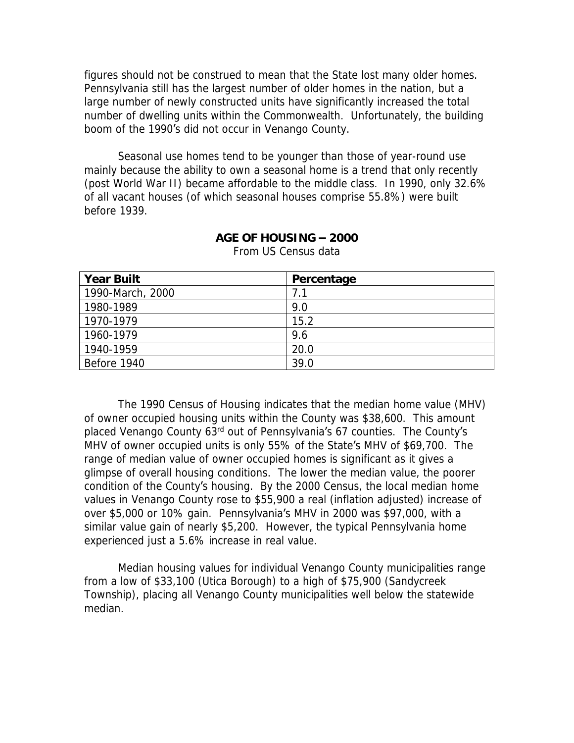figures should not be construed to mean that the State lost many older homes. Pennsylvania still has the largest number of older homes in the nation, but a large number of newly constructed units have significantly increased the total number of dwelling units within the Commonwealth. Unfortunately, the building boom of the 1990's did not occur in Venango County.

Seasonal use homes tend to be younger than those of year-round use mainly because the ability to own a seasonal home is a trend that only recently (post World War II) became affordable to the middle class. In 1990, only 32.6% of all vacant houses (of which seasonal houses comprise 55.8%) were built before 1939.

**AGE OF HOUSING – 2000**

From US Census data

| **Year Built** | **Percentage** |
|---|---|
| 1990-March, 2000 | 7.1 |
| 1980-1989 | 9.0 |
| 1970-1979 | 15.2 |
| 1960-1979 | 9.6 |
| 1940-1959 | 20.0 |
| Before 1940 | 39.0 |

The 1990 Census of Housing indicates that the median home value (MHV) of owner occupied housing units within the County was $38,600. This amount placed Venango County 63rd out of Pennsylvania's 67 counties. The County's MHV of owner occupied units is only 55% of the State's MHV of $69,700. The range of median value of owner occupied homes is significant as it gives a glimpse of overall housing conditions. The lower the median value, the poorer condition of the County's housing. By the 2000 Census, the local median home values in Venango County rose to $55,900 a real (inflation adjusted) increase of over $5,000 or 10% gain. Pennsylvania's MHV in 2000 was $97,000, with a similar value gain of nearly $5,200. However, the typical Pennsylvania home experienced just a 5.6% increase in real value.

Median housing values for individual Venango County municipalities range from a low of $33,100 (Utica Borough) to a high of $75,900 (Sandycreek Township), placing all Venango County municipalities well below the statewide median.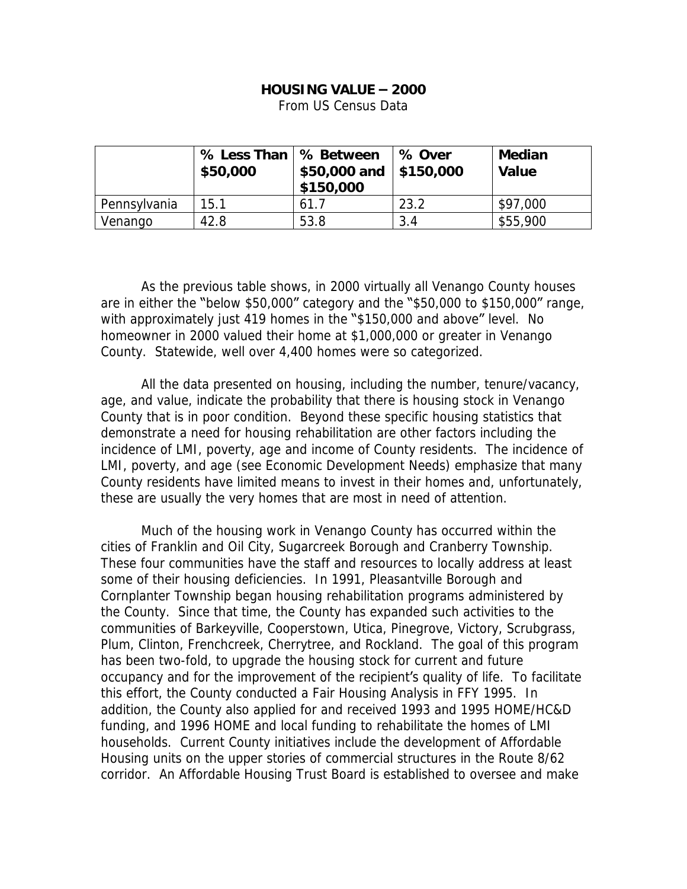**HOUSING VALUE – 2000**

From US Census Data

| | % Less Than $50,000 | % Between $50,000 and $150,000 | % Over $150,000 | Median Value |
|---|---|---|---|---|
| Pennsylvania | 15.1 | 61.7 | 23.2 | $97,000 |
| Venango | 42.8 | 53.8 | 3.4 | $55,900 |

As the previous table shows, in 2000 virtually all Venango County houses are in either the "below $50,000" category and the "$50,000 to $150,000" range, with approximately just 419 homes in the "$150,000 and above" level. No homeowner in 2000 valued their home at $1,000,000 or greater in Venango County. Statewide, well over 4,400 homes were so categorized.

All the data presented on housing, including the number, tenure/vacancy, age, and value, indicate the probability that there is housing stock in Venango County that is in poor condition. Beyond these specific housing statistics that demonstrate a need for housing rehabilitation are other factors including the incidence of LMI, poverty, age and income of County residents. The incidence of LMI, poverty, and age (see Economic Development Needs) emphasize that many County residents have limited means to invest in their homes and, unfortunately, these are usually the very homes that are most in need of attention.

Much of the housing work in Venango County has occurred within the cities of Franklin and Oil City, Sugarcreek Borough and Cranberry Township. These four communities have the staff and resources to locally address at least some of their housing deficiencies. In 1991, Pleasantville Borough and Cornplanter Township began housing rehabilitation programs administered by the County. Since that time, the County has expanded such activities to the communities of Barkeyville, Cooperstown, Utica, Pinegrove, Victory, Scrubgrass, Plum, Clinton, Frenchcreek, Cherrytree, and Rockland. The goal of this program has been two-fold, to upgrade the housing stock for current and future occupancy and for the improvement of the recipient's quality of life. To facilitate this effort, the County conducted a Fair Housing Analysis in FFY 1995. In addition, the County also applied for and received 1993 and 1995 HOME/HC&D funding, and 1996 HOME and local funding to rehabilitate the homes of LMI households. Current County initiatives include the development of Affordable Housing units on the upper stories of commercial structures in the Route 8/62 corridor. An Affordable Housing Trust Board is established to oversee and make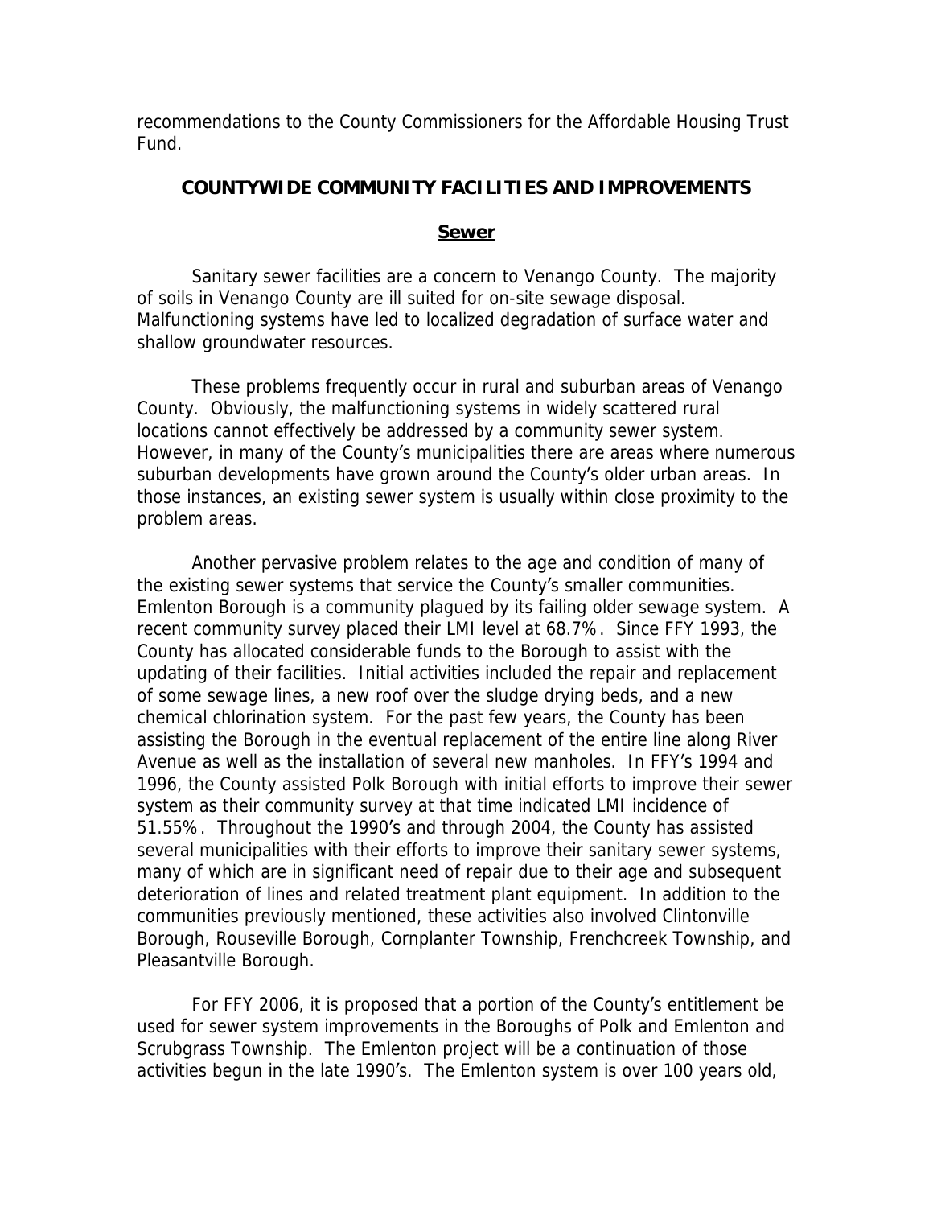recommendations to the County Commissioners for the Affordable Housing Trust Fund.

## COUNTYWIDE COMMUNITY FACILITIES AND IMPROVEMENTS

### Sewer

Sanitary sewer facilities are a concern to Venango County. The majority of soils in Venango County are ill suited for on-site sewage disposal. Malfunctioning systems have led to localized degradation of surface water and shallow groundwater resources.

These problems frequently occur in rural and suburban areas of Venango County. Obviously, the malfunctioning systems in widely scattered rural locations cannot effectively be addressed by a community sewer system. However, in many of the County's municipalities there are areas where numerous suburban developments have grown around the County's older urban areas. In those instances, an existing sewer system is usually within close proximity to the problem areas.

Another pervasive problem relates to the age and condition of many of the existing sewer systems that service the County's smaller communities. Emlenton Borough is a community plagued by its failing older sewage system. A recent community survey placed their LMI level at 68.7%. Since FFY 1993, the County has allocated considerable funds to the Borough to assist with the updating of their facilities. Initial activities included the repair and replacement of some sewage lines, a new roof over the sludge drying beds, and a new chemical chlorination system. For the past few years, the County has been assisting the Borough in the eventual replacement of the entire line along River Avenue as well as the installation of several new manholes. In FFY's 1994 and 1996, the County assisted Polk Borough with initial efforts to improve their sewer system as their community survey at that time indicated LMI incidence of 51.55%. Throughout the 1990's and through 2004, the County has assisted several municipalities with their efforts to improve their sanitary sewer systems, many of which are in significant need of repair due to their age and subsequent deterioration of lines and related treatment plant equipment. In addition to the communities previously mentioned, these activities also involved Clintonville Borough, Rouseville Borough, Cornplanter Township, Frenchcreek Township, and Pleasantville Borough.

For FFY 2006, it is proposed that a portion of the County's entitlement be used for sewer system improvements in the Boroughs of Polk and Emlenton and Scrubgrass Township. The Emlenton project will be a continuation of those activities begun in the late 1990's. The Emlenton system is over 100 years old,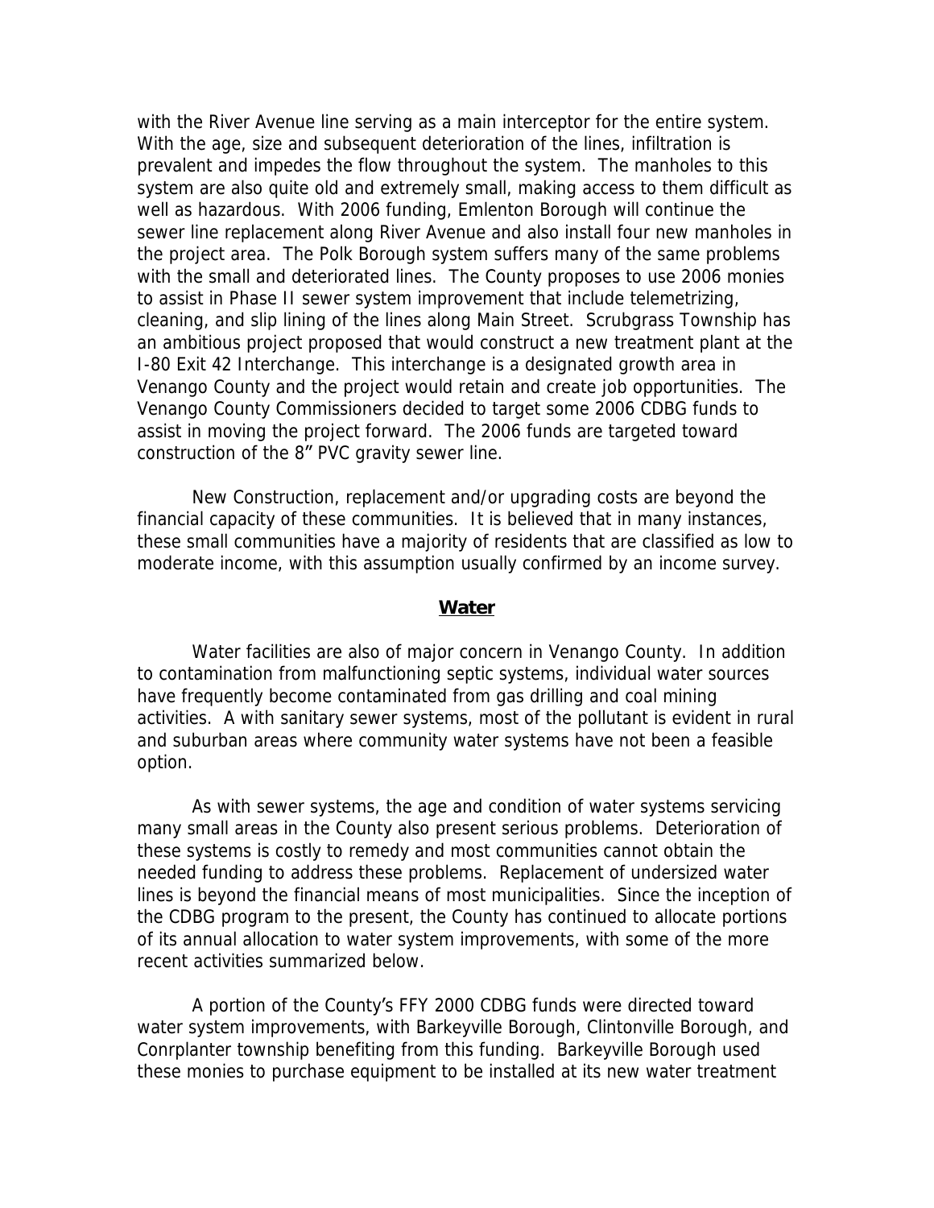with the River Avenue line serving as a main interceptor for the entire system. With the age, size and subsequent deterioration of the lines, infiltration is prevalent and impedes the flow throughout the system. The manholes to this system are also quite old and extremely small, making access to them difficult as well as hazardous. With 2006 funding, Emlenton Borough will continue the sewer line replacement along River Avenue and also install four new manholes in the project area. The Polk Borough system suffers many of the same problems with the small and deteriorated lines. The County proposes to use 2006 monies to assist in Phase II sewer system improvement that include telemetrizing, cleaning, and slip lining of the lines along Main Street. Scrubgrass Township has an ambitious project proposed that would construct a new treatment plant at the I-80 Exit 42 Interchange. This interchange is a designated growth area in Venango County and the project would retain and create job opportunities. The Venango County Commissioners decided to target some 2006 CDBG funds to assist in moving the project forward. The 2006 funds are targeted toward construction of the 8" PVC gravity sewer line.

New Construction, replacement and/or upgrading costs are beyond the financial capacity of these communities. It is believed that in many instances, these small communities have a majority of residents that are classified as low to moderate income, with this assumption usually confirmed by an income survey.

## **Water**

Water facilities are also of major concern in Venango County. In addition to contamination from malfunctioning septic systems, individual water sources have frequently become contaminated from gas drilling and coal mining activities. A with sanitary sewer systems, most of the pollutant is evident in rural and suburban areas where community water systems have not been a feasible option.

As with sewer systems, the age and condition of water systems servicing many small areas in the County also present serious problems. Deterioration of these systems is costly to remedy and most communities cannot obtain the needed funding to address these problems. Replacement of undersized water lines is beyond the financial means of most municipalities. Since the inception of the CDBG program to the present, the County has continued to allocate portions of its annual allocation to water system improvements, with some of the more recent activities summarized below.

A portion of the County's FFY 2000 CDBG funds were directed toward water system improvements, with Barkeyville Borough, Clintonville Borough, and Conrplanter township benefiting from this funding. Barkeyville Borough used these monies to purchase equipment to be installed at its new water treatment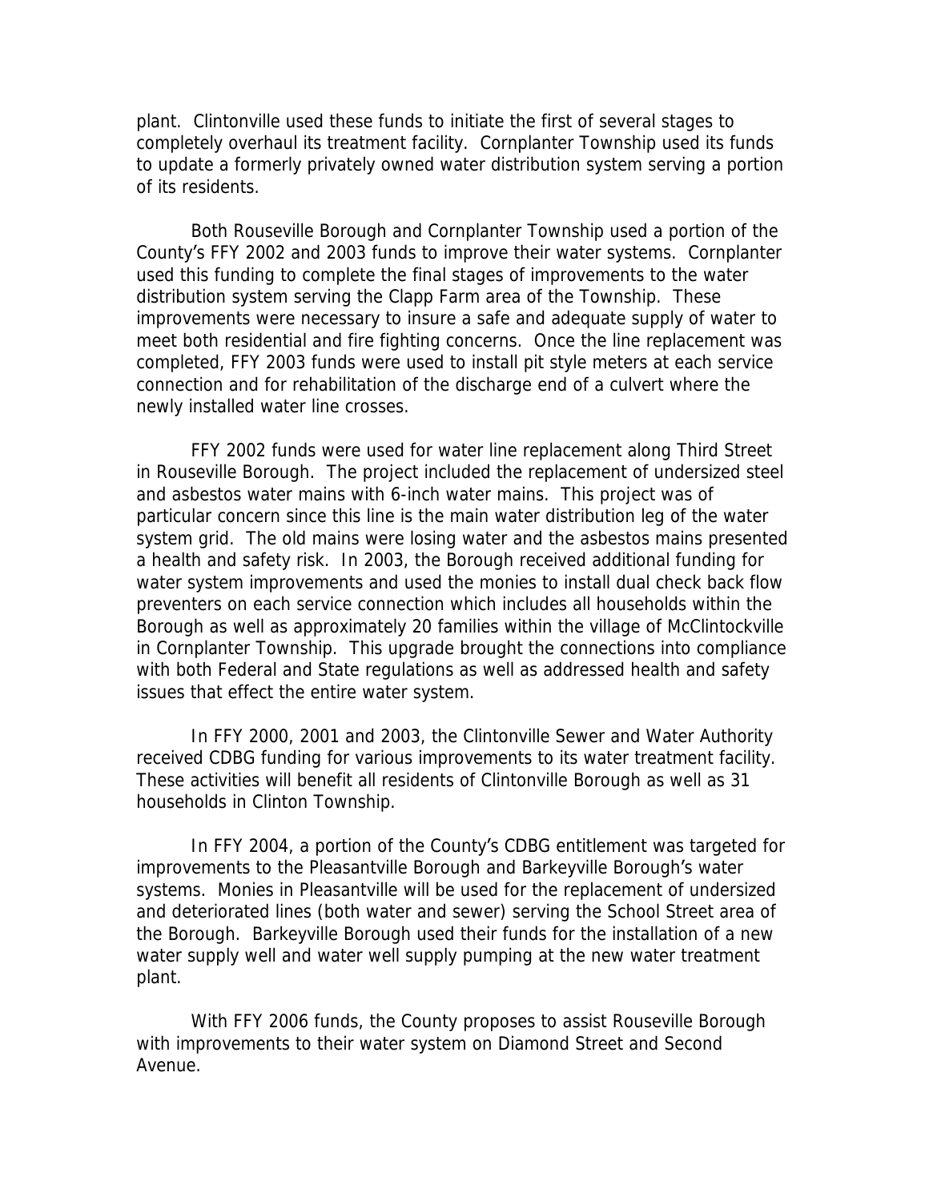plant. Clintonville used these funds to initiate the first of several stages to completely overhaul its treatment facility. Cornplanter Township used its funds to update a formerly privately owned water distribution system serving a portion of its residents.

Both Rouseville Borough and Cornplanter Township used a portion of the County's FFY 2002 and 2003 funds to improve their water systems. Cornplanter used this funding to complete the final stages of improvements to the water distribution system serving the Clapp Farm area of the Township. These improvements were necessary to insure a safe and adequate supply of water to meet both residential and fire fighting concerns. Once the line replacement was completed, FFY 2003 funds were used to install pit style meters at each service connection and for rehabilitation of the discharge end of a culvert where the newly installed water line crosses.

FFY 2002 funds were used for water line replacement along Third Street in Rouseville Borough. The project included the replacement of undersized steel and asbestos water mains with 6-inch water mains. This project was of particular concern since this line is the main water distribution leg of the water system grid. The old mains were losing water and the asbestos mains presented a health and safety risk. In 2003, the Borough received additional funding for water system improvements and used the monies to install dual check back flow preventers on each service connection which includes all households within the Borough as well as approximately 20 families within the village of McClintockville in Cornplanter Township. This upgrade brought the connections into compliance with both Federal and State regulations as well as addressed health and safety issues that effect the entire water system.

In FFY 2000, 2001 and 2003, the Clintonville Sewer and Water Authority received CDBG funding for various improvements to its water treatment facility. These activities will benefit all residents of Clintonville Borough as well as 31 households in Clinton Township.

In FFY 2004, a portion of the County's CDBG entitlement was targeted for improvements to the Pleasantville Borough and Barkeyville Borough's water systems. Monies in Pleasantville will be used for the replacement of undersized and deteriorated lines (both water and sewer) serving the School Street area of the Borough. Barkeyville Borough used their funds for the installation of a new water supply well and water well supply pumping at the new water treatment plant.

With FFY 2006 funds, the County proposes to assist Rouseville Borough with improvements to their water system on Diamond Street and Second Avenue.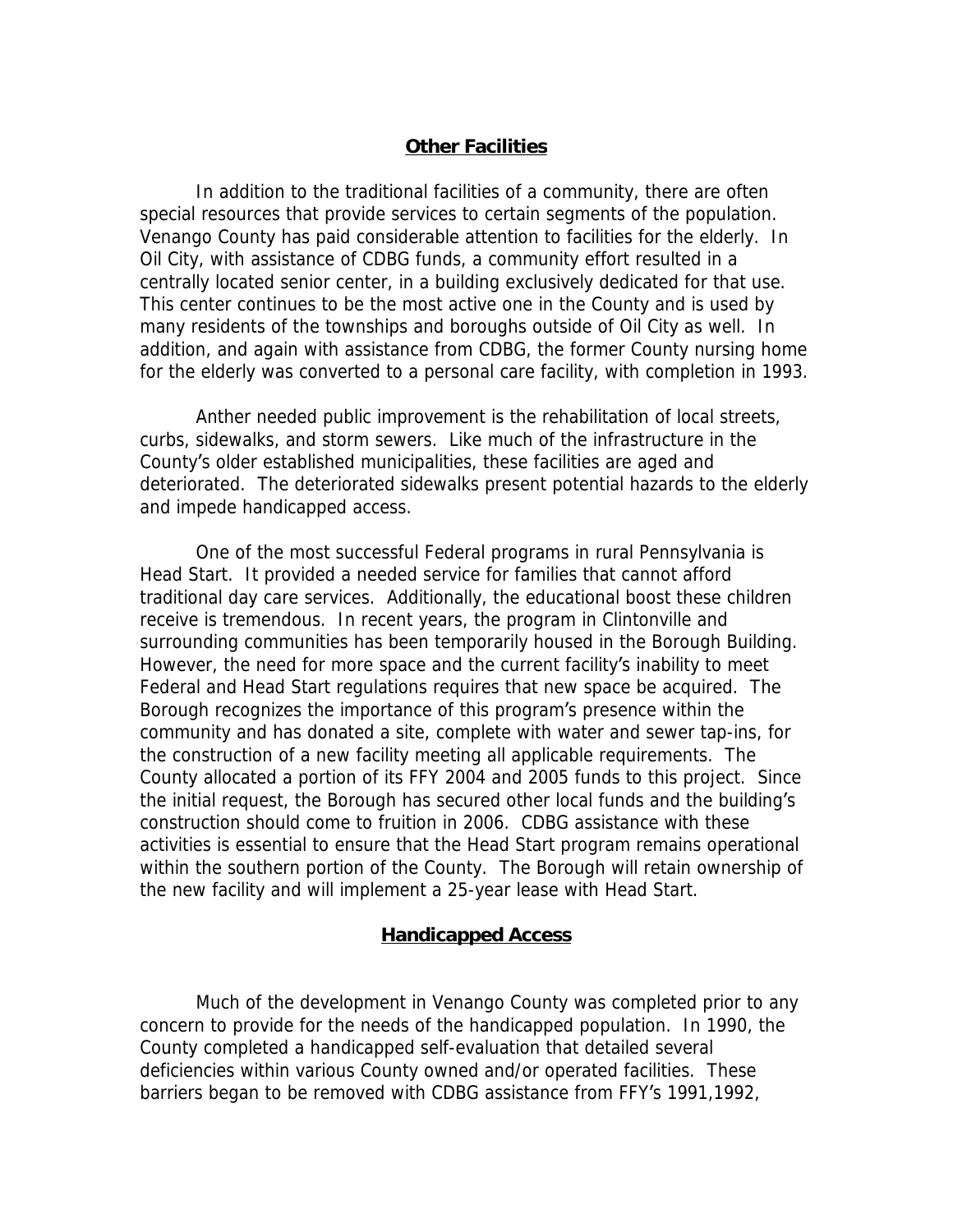## Other Facilities

In addition to the traditional facilities of a community, there are often special resources that provide services to certain segments of the population. Venango County has paid considerable attention to facilities for the elderly. In Oil City, with assistance of CDBG funds, a community effort resulted in a centrally located senior center, in a building exclusively dedicated for that use. This center continues to be the most active one in the County and is used by many residents of the townships and boroughs outside of Oil City as well. In addition, and again with assistance from CDBG, the former County nursing home for the elderly was converted to a personal care facility, with completion in 1993.

Anther needed public improvement is the rehabilitation of local streets, curbs, sidewalks, and storm sewers. Like much of the infrastructure in the County's older established municipalities, these facilities are aged and deteriorated. The deteriorated sidewalks present potential hazards to the elderly and impede handicapped access.

One of the most successful Federal programs in rural Pennsylvania is Head Start. It provided a needed service for families that cannot afford traditional day care services. Additionally, the educational boost these children receive is tremendous. In recent years, the program in Clintonville and surrounding communities has been temporarily housed in the Borough Building. However, the need for more space and the current facility's inability to meet Federal and Head Start regulations requires that new space be acquired. The Borough recognizes the importance of this program's presence within the community and has donated a site, complete with water and sewer tap-ins, for the construction of a new facility meeting all applicable requirements. The County allocated a portion of its FFY 2004 and 2005 funds to this project. Since the initial request, the Borough has secured other local funds and the building's construction should come to fruition in 2006. CDBG assistance with these activities is essential to ensure that the Head Start program remains operational within the southern portion of the County. The Borough will retain ownership of the new facility and will implement a 25-year lease with Head Start.

## Handicapped Access

Much of the development in Venango County was completed prior to any concern to provide for the needs of the handicapped population. In 1990, the County completed a handicapped self-evaluation that detailed several deficiencies within various County owned and/or operated facilities. These barriers began to be removed with CDBG assistance from FFY's 1991,1992,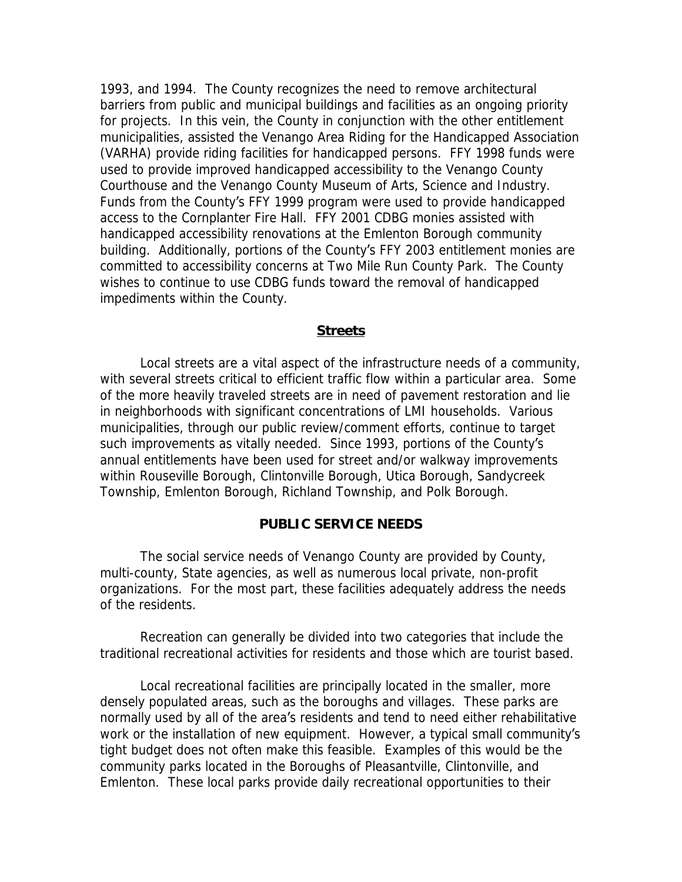1993, and 1994. The County recognizes the need to remove architectural barriers from public and municipal buildings and facilities as an ongoing priority for projects. In this vein, the County in conjunction with the other entitlement municipalities, assisted the Venango Area Riding for the Handicapped Association (VARHA) provide riding facilities for handicapped persons. FFY 1998 funds were used to provide improved handicapped accessibility to the Venango County Courthouse and the Venango County Museum of Arts, Science and Industry. Funds from the County's FFY 1999 program were used to provide handicapped access to the Cornplanter Fire Hall. FFY 2001 CDBG monies assisted with handicapped accessibility renovations at the Emlenton Borough community building. Additionally, portions of the County's FFY 2003 entitlement monies are committed to accessibility concerns at Two Mile Run County Park. The County wishes to continue to use CDBG funds toward the removal of handicapped impediments within the County.

### Streets

Local streets are a vital aspect of the infrastructure needs of a community, with several streets critical to efficient traffic flow within a particular area. Some of the more heavily traveled streets are in need of pavement restoration and lie in neighborhoods with significant concentrations of LMI households. Various municipalities, through our public review/comment efforts, continue to target such improvements as vitally needed. Since 1993, portions of the County's annual entitlements have been used for street and/or walkway improvements within Rouseville Borough, Clintonville Borough, Utica Borough, Sandycreek Township, Emlenton Borough, Richland Township, and Polk Borough.

## PUBLIC SERVICE NEEDS

The social service needs of Venango County are provided by County, multi-county, State agencies, as well as numerous local private, non-profit organizations. For the most part, these facilities adequately address the needs of the residents.

Recreation can generally be divided into two categories that include the traditional recreational activities for residents and those which are tourist based.

Local recreational facilities are principally located in the smaller, more densely populated areas, such as the boroughs and villages. These parks are normally used by all of the area's residents and tend to need either rehabilitative work or the installation of new equipment. However, a typical small community's tight budget does not often make this feasible. Examples of this would be the community parks located in the Boroughs of Pleasantville, Clintonville, and Emlenton. These local parks provide daily recreational opportunities to their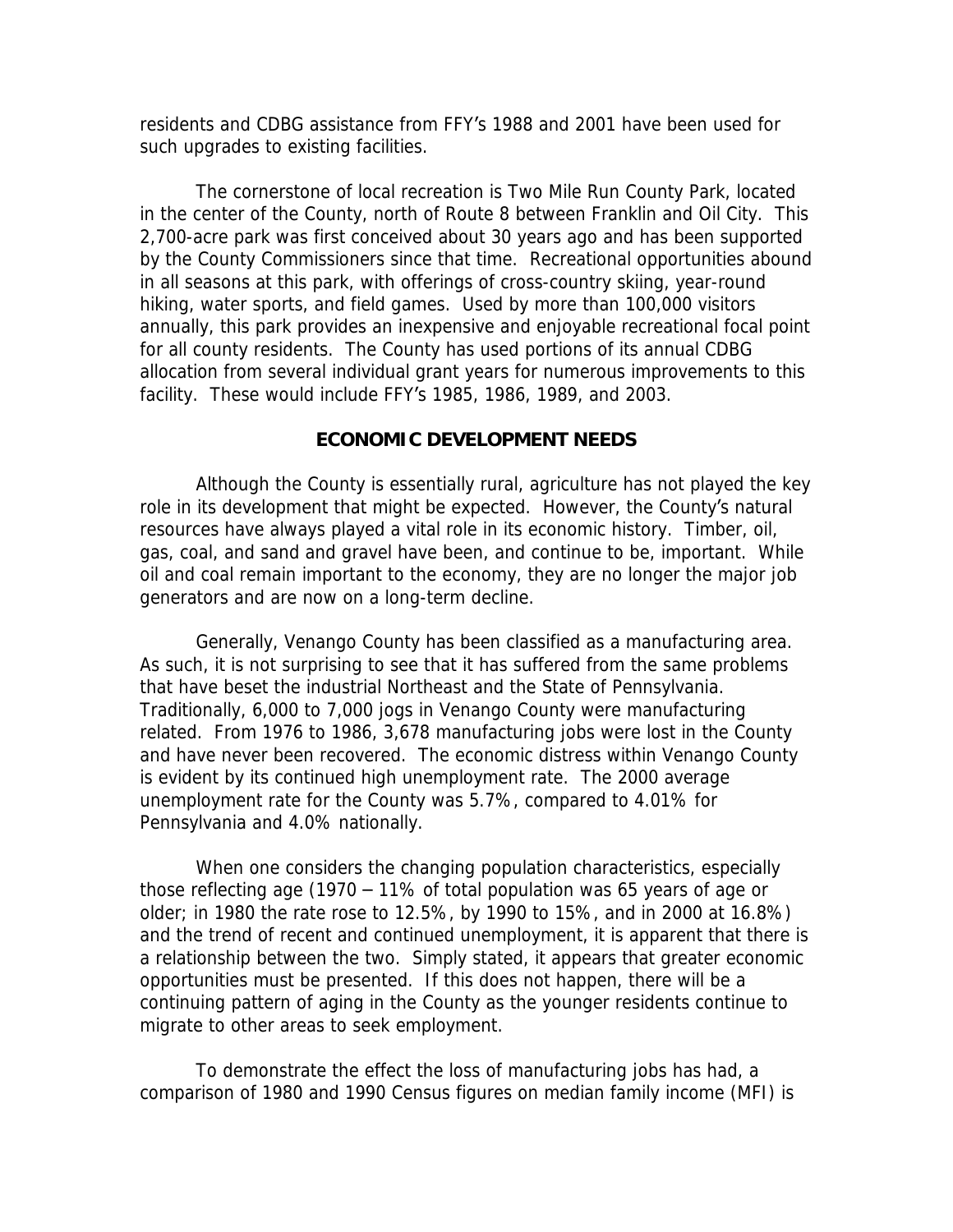residents and CDBG assistance from FFY's 1988 and 2001 have been used for such upgrades to existing facilities.

The cornerstone of local recreation is Two Mile Run County Park, located in the center of the County, north of Route 8 between Franklin and Oil City. This 2,700-acre park was first conceived about 30 years ago and has been supported by the County Commissioners since that time. Recreational opportunities abound in all seasons at this park, with offerings of cross-country skiing, year-round hiking, water sports, and field games. Used by more than 100,000 visitors annually, this park provides an inexpensive and enjoyable recreational focal point for all county residents. The County has used portions of its annual CDBG allocation from several individual grant years for numerous improvements to this facility. These would include FFY's 1985, 1986, 1989, and 2003.

## ECONOMIC DEVELOPMENT NEEDS

Although the County is essentially rural, agriculture has not played the key role in its development that might be expected. However, the County's natural resources have always played a vital role in its economic history. Timber, oil, gas, coal, and sand and gravel have been, and continue to be, important. While oil and coal remain important to the economy, they are no longer the major job generators and are now on a long-term decline.

Generally, Venango County has been classified as a manufacturing area. As such, it is not surprising to see that it has suffered from the same problems that have beset the industrial Northeast and the State of Pennsylvania. Traditionally, 6,000 to 7,000 jogs in Venango County were manufacturing related. From 1976 to 1986, 3,678 manufacturing jobs were lost in the County and have never been recovered. The economic distress within Venango County is evident by its continued high unemployment rate. The 2000 average unemployment rate for the County was 5.7%, compared to 4.01% for Pennsylvania and 4.0% nationally.

When one considers the changing population characteristics, especially those reflecting age (1970 – 11% of total population was 65 years of age or older; in 1980 the rate rose to 12.5%, by 1990 to 15%, and in 2000 at 16.8%) and the trend of recent and continued unemployment, it is apparent that there is a relationship between the two. Simply stated, it appears that greater economic opportunities must be presented. If this does not happen, there will be a continuing pattern of aging in the County as the younger residents continue to migrate to other areas to seek employment.

To demonstrate the effect the loss of manufacturing jobs has had, a comparison of 1980 and 1990 Census figures on median family income (MFI) is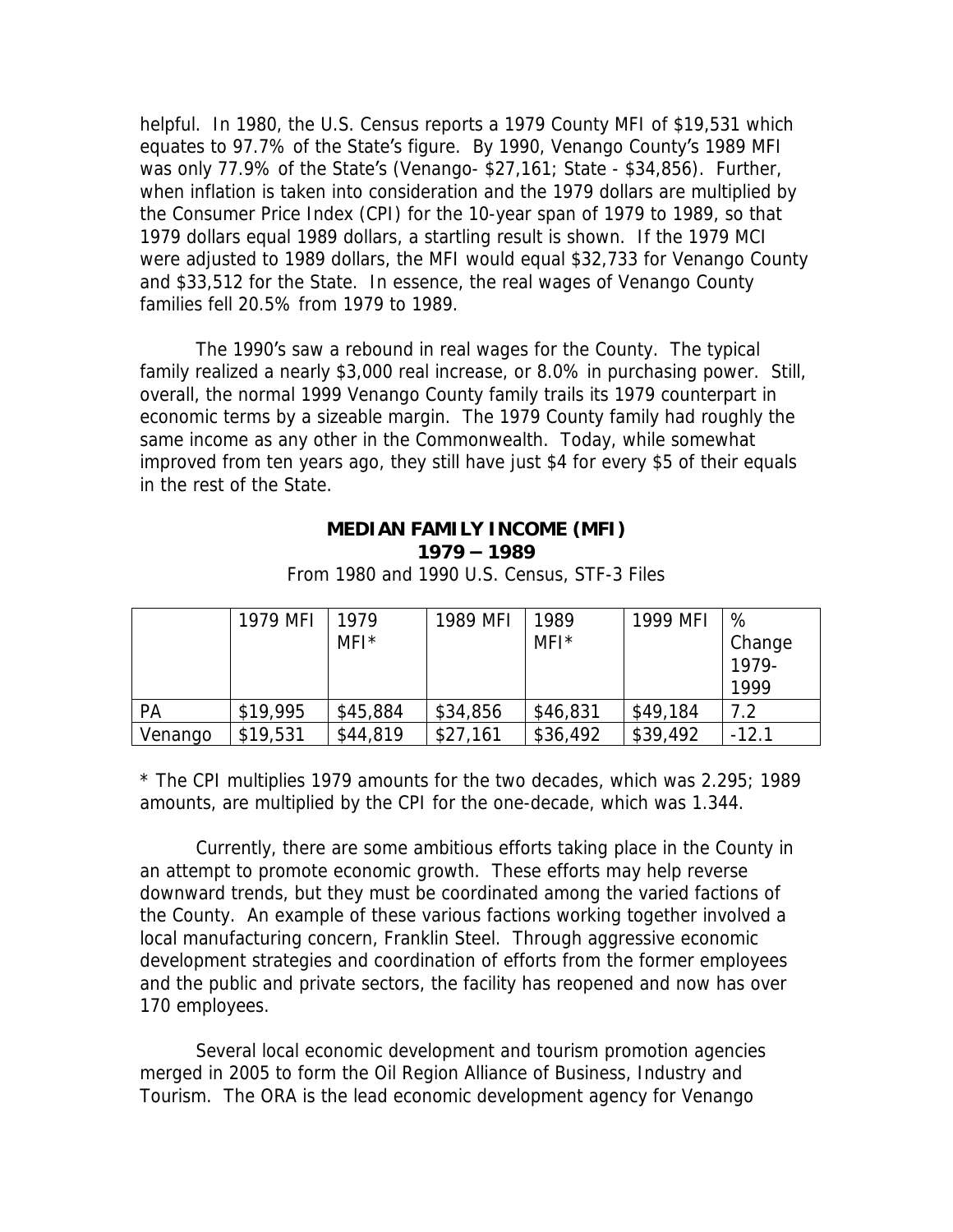helpful. In 1980, the U.S. Census reports a 1979 County MFI of $19,531 which equates to 97.7% of the State's figure. By 1990, Venango County's 1989 MFI was only 77.9% of the State's (Venango- $27,161; State - $34,856). Further, when inflation is taken into consideration and the 1979 dollars are multiplied by the Consumer Price Index (CPI) for the 10-year span of 1979 to 1989, so that 1979 dollars equal 1989 dollars, a startling result is shown. If the 1979 MCI were adjusted to 1989 dollars, the MFI would equal $32,733 for Venango County and $33,512 for the State. In essence, the real wages of Venango County families fell 20.5% from 1979 to 1989.

The 1990's saw a rebound in real wages for the County. The typical family realized a nearly $3,000 real increase, or 8.0% in purchasing power. Still, overall, the normal 1999 Venango County family trails its 1979 counterpart in economic terms by a sizeable margin. The 1979 County family had roughly the same income as any other in the Commonwealth. Today, while somewhat improved from ten years ago, they still have just $4 for every $5 of their equals in the rest of the State.

**MEDIAN FAMILY INCOME (MFI)**
**1979 – 1989**

From 1980 and 1990 U.S. Census, STF-3 Files

| | 1979 MFI | 1979 MFI* | 1989 MFI | 1989 MFI* | 1999 MFI | % Change 1979-1999 |
|---|---|---|---|---|---|---|
| PA | $19,995 | $45,884 | $34,856 | $46,831 | $49,184 | 7.2 |
| Venango | $19,531 | $44,819 | $27,161 | $36,492 | $39,492 | -12.1 |

* The CPI multiplies 1979 amounts for the two decades, which was 2.295; 1989 amounts, are multiplied by the CPI for the one-decade, which was 1.344.

Currently, there are some ambitious efforts taking place in the County in an attempt to promote economic growth. These efforts may help reverse downward trends, but they must be coordinated among the varied factions of the County. An example of these various factions working together involved a local manufacturing concern, Franklin Steel. Through aggressive economic development strategies and coordination of efforts from the former employees and the public and private sectors, the facility has reopened and now has over 170 employees.

Several local economic development and tourism promotion agencies merged in 2005 to form the Oil Region Alliance of Business, Industry and Tourism. The ORA is the lead economic development agency for Venango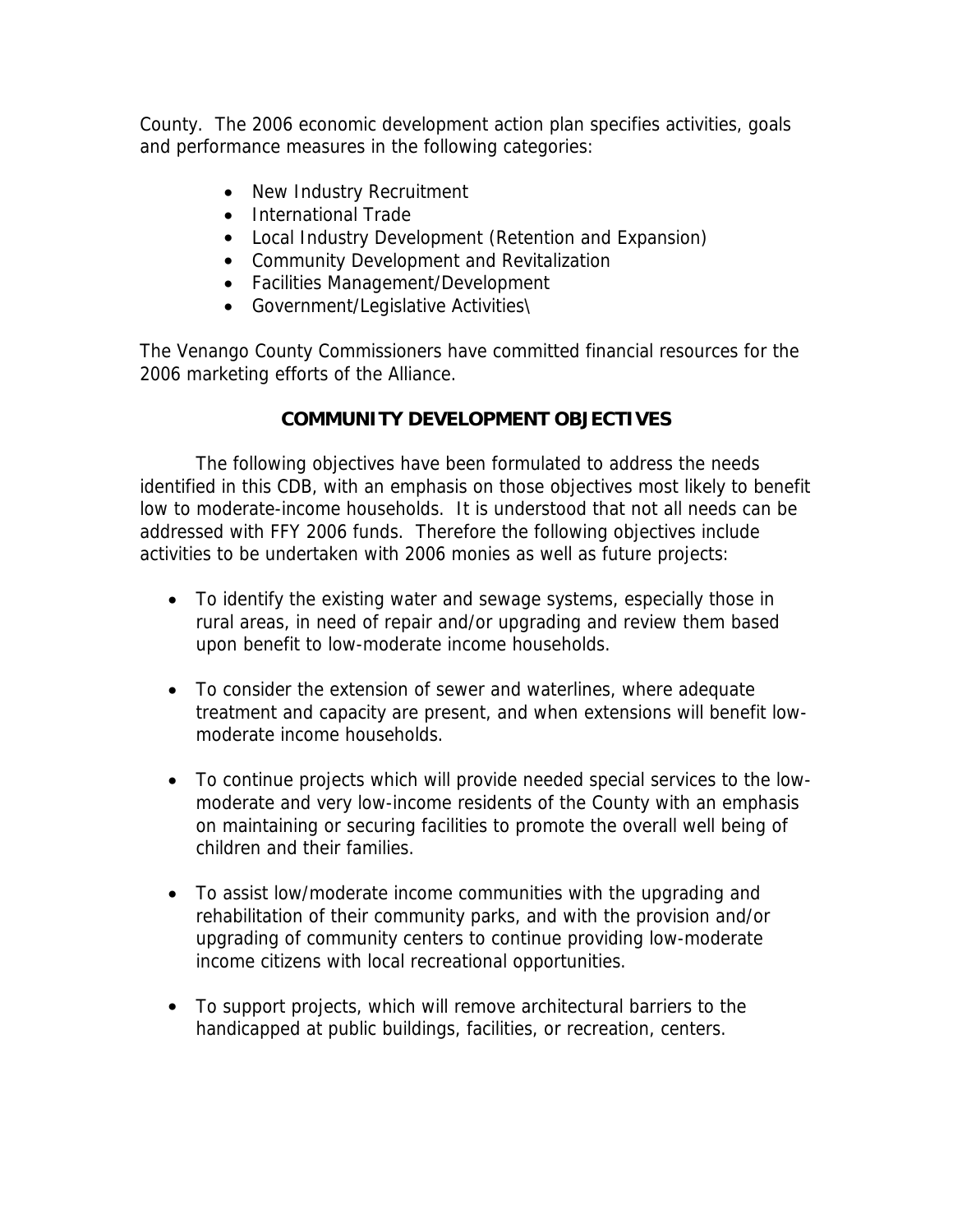County. The 2006 economic development action plan specifies activities, goals and performance measures in the following categories:

- New Industry Recruitment
- International Trade
- Local Industry Development (Retention and Expansion)
- Community Development and Revitalization
- Facilities Management/Development
- Government/Legislative Activities\

The Venango County Commissioners have committed financial resources for the 2006 marketing efforts of the Alliance.

## COMMUNITY DEVELOPMENT OBJECTIVES

The following objectives have been formulated to address the needs identified in this CDB, with an emphasis on those objectives most likely to benefit low to moderate-income households. It is understood that not all needs can be addressed with FFY 2006 funds. Therefore the following objectives include activities to be undertaken with 2006 monies as well as future projects:

- To identify the existing water and sewage systems, especially those in rural areas, in need of repair and/or upgrading and review them based upon benefit to low-moderate income households.

- To consider the extension of sewer and waterlines, where adequate treatment and capacity are present, and when extensions will benefit low-moderate income households.

- To continue projects which will provide needed special services to the low-moderate and very low-income residents of the County with an emphasis on maintaining or securing facilities to promote the overall well being of children and their families.

- To assist low/moderate income communities with the upgrading and rehabilitation of their community parks, and with the provision and/or upgrading of community centers to continue providing low-moderate income citizens with local recreational opportunities.

- To support projects, which will remove architectural barriers to the handicapped at public buildings, facilities, or recreation, centers.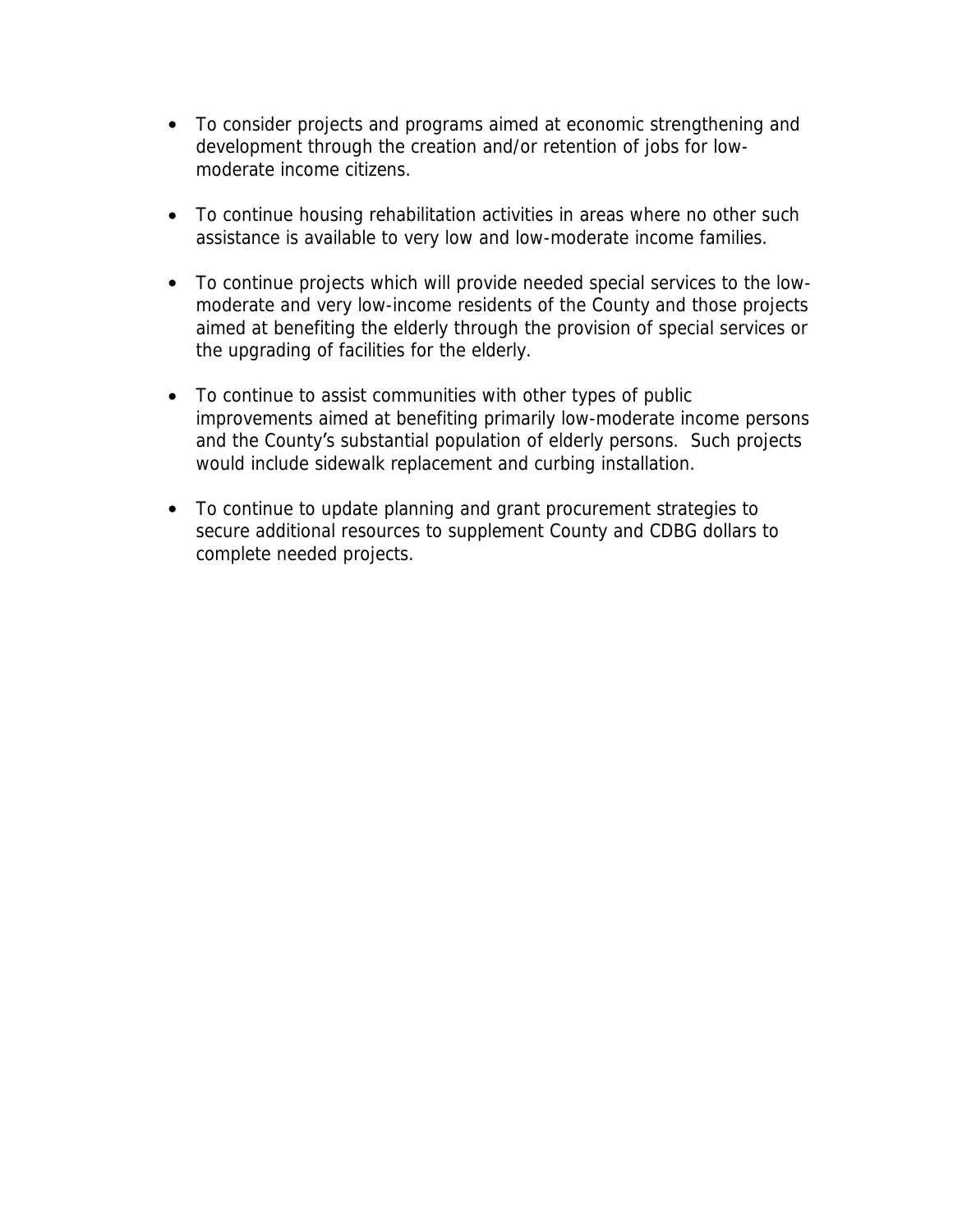- To consider projects and programs aimed at economic strengthening and development through the creation and/or retention of jobs for low-moderate income citizens.

- To continue housing rehabilitation activities in areas where no other such assistance is available to very low and low-moderate income families.

- To continue projects which will provide needed special services to the low-moderate and very low-income residents of the County and those projects aimed at benefiting the elderly through the provision of special services or the upgrading of facilities for the elderly.

- To continue to assist communities with other types of public improvements aimed at benefiting primarily low-moderate income persons and the County's substantial population of elderly persons. Such projects would include sidewalk replacement and curbing installation.

- To continue to update planning and grant procurement strategies to secure additional resources to supplement County and CDBG dollars to complete needed projects.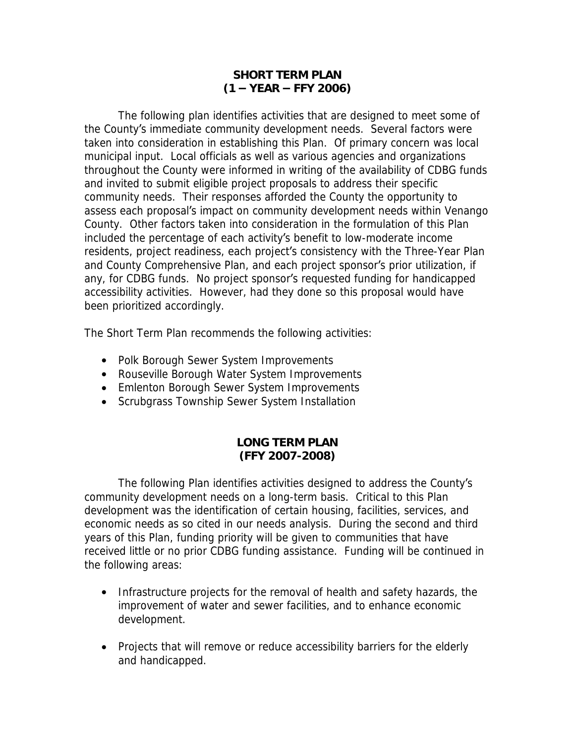## SHORT TERM PLAN
## (1 – YEAR – FFY 2006)

The following plan identifies activities that are designed to meet some of the County's immediate community development needs. Several factors were taken into consideration in establishing this Plan. Of primary concern was local municipal input. Local officials as well as various agencies and organizations throughout the County were informed in writing of the availability of CDBG funds and invited to submit eligible project proposals to address their specific community needs. Their responses afforded the County the opportunity to assess each proposal's impact on community development needs within Venango County. Other factors taken into consideration in the formulation of this Plan included the percentage of each activity's benefit to low-moderate income residents, project readiness, each project's consistency with the Three-Year Plan and County Comprehensive Plan, and each project sponsor's prior utilization, if any, for CDBG funds. No project sponsor's requested funding for handicapped accessibility activities. However, had they done so this proposal would have been prioritized accordingly.

The Short Term Plan recommends the following activities:

- Polk Borough Sewer System Improvements
- Rouseville Borough Water System Improvements
- Emlenton Borough Sewer System Improvements
- Scrubgrass Township Sewer System Installation

## LONG TERM PLAN
## (FFY 2007-2008)

The following Plan identifies activities designed to address the County's community development needs on a long-term basis. Critical to this Plan development was the identification of certain housing, facilities, services, and economic needs as so cited in our needs analysis. During the second and third years of this Plan, funding priority will be given to communities that have received little or no prior CDBG funding assistance. Funding will be continued in the following areas:

- Infrastructure projects for the removal of health and safety hazards, the improvement of water and sewer facilities, and to enhance economic development.

- Projects that will remove or reduce accessibility barriers for the elderly and handicapped.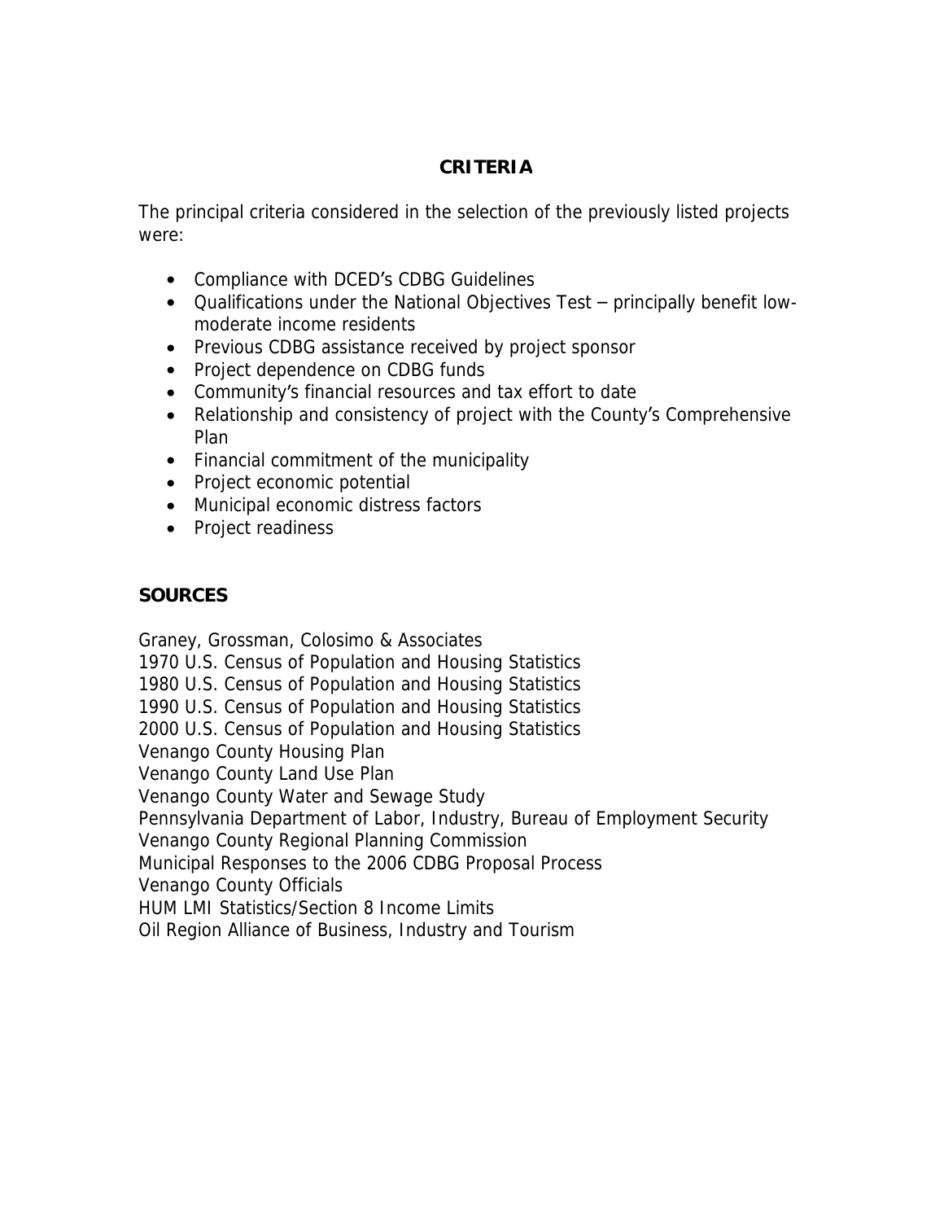## CRITERIA

The principal criteria considered in the selection of the previously listed projects were:

- Compliance with DCED's CDBG Guidelines
- Qualifications under the National Objectives Test – principally benefit low-moderate income residents
- Previous CDBG assistance received by project sponsor
- Project dependence on CDBG funds
- Community's financial resources and tax effort to date
- Relationship and consistency of project with the County's Comprehensive Plan
- Financial commitment of the municipality
- Project economic potential
- Municipal economic distress factors
- Project readiness

## SOURCES

Graney, Grossman, Colosimo & Associates
1970 U.S. Census of Population and Housing Statistics
1980 U.S. Census of Population and Housing Statistics
1990 U.S. Census of Population and Housing Statistics
2000 U.S. Census of Population and Housing Statistics
Venango County Housing Plan
Venango County Land Use Plan
Venango County Water and Sewage Study
Pennsylvania Department of Labor, Industry, Bureau of Employment Security
Venango County Regional Planning Commission
Municipal Responses to the 2006 CDBG Proposal Process
Venango County Officials
HUM LMI Statistics/Section 8 Income Limits
Oil Region Alliance of Business, Industry and Tourism